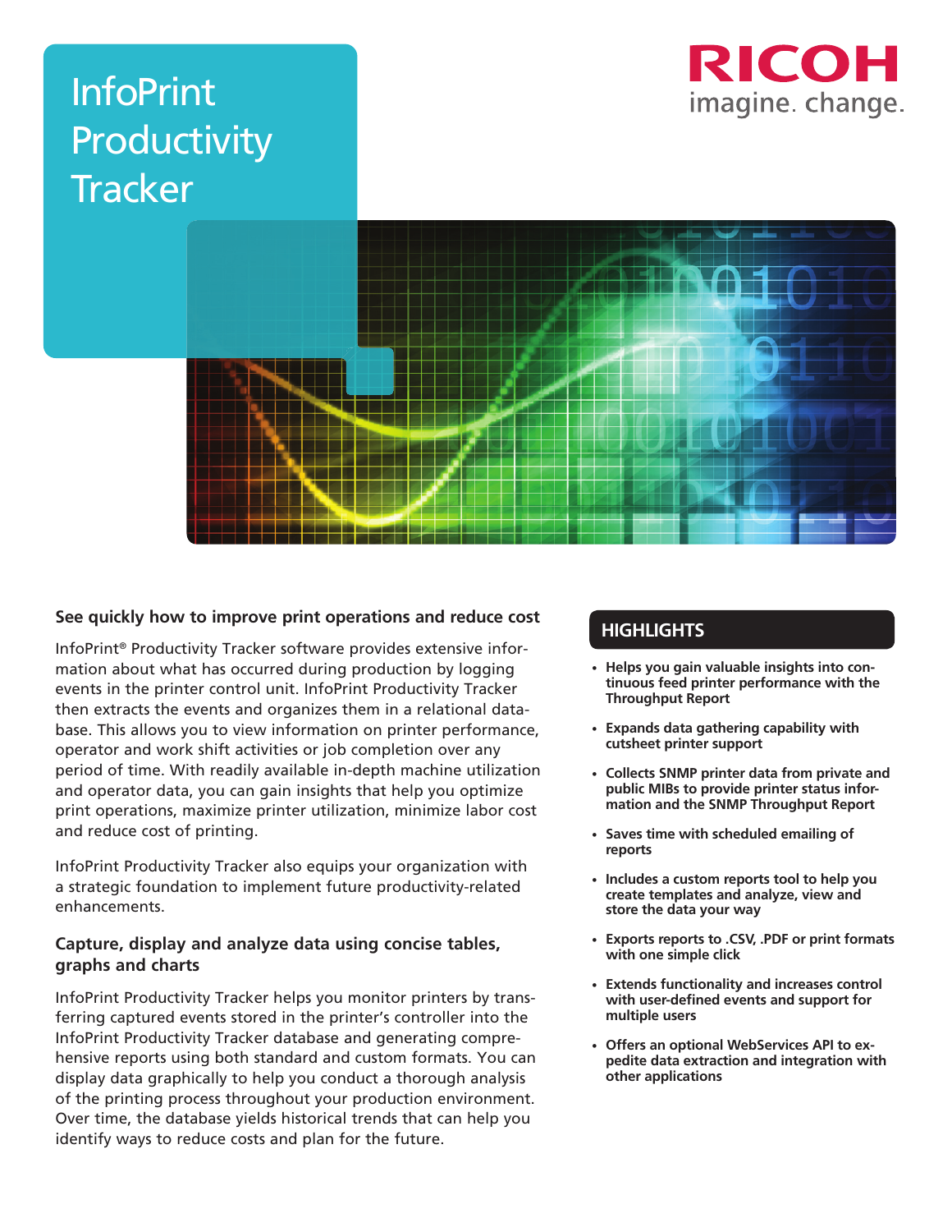# InfoPrint Productivity Tracker

RICOH
imagine. change.

## See quickly how to improve print operations and reduce cost

InfoPrint® Productivity Tracker software provides extensive information about what has occurred during production by logging events in the printer control unit. InfoPrint Productivity Tracker then extracts the events and organizes them in a relational database. This allows you to view information on printer performance, operator and work shift activities or job completion over any period of time. With readily available in-depth machine utilization and operator data, you can gain insights that help you optimize print operations, maximize printer utilization, minimize labor cost and reduce cost of printing.

InfoPrint Productivity Tracker also equips your organization with a strategic foundation to implement future productivity-related enhancements.

## Capture, display and analyze data using concise tables, graphs and charts

InfoPrint Productivity Tracker helps you monitor printers by transferring captured events stored in the printer's controller into the InfoPrint Productivity Tracker database and generating comprehensive reports using both standard and custom formats. You can display data graphically to help you conduct a thorough analysis of the printing process throughout your production environment. Over time, the database yields historical trends that can help you identify ways to reduce costs and plan for the future.

## HIGHLIGHTS

- **Helps you gain valuable insights into continuous feed printer performance with the Throughput Report**
- **Expands data gathering capability with cutsheet printer support**
- **Collects SNMP printer data from private and public MIBs to provide printer status information and the SNMP Throughput Report**
- **Saves time with scheduled emailing of reports**
- **Includes a custom reports tool to help you create templates and analyze, view and store the data your way**
- **Exports reports to .CSV, .PDF or print formats with one simple click**
- **Extends functionality and increases control with user-defined events and support for multiple users**
- **Offers an optional WebServices API to expedite data extraction and integration with other applications**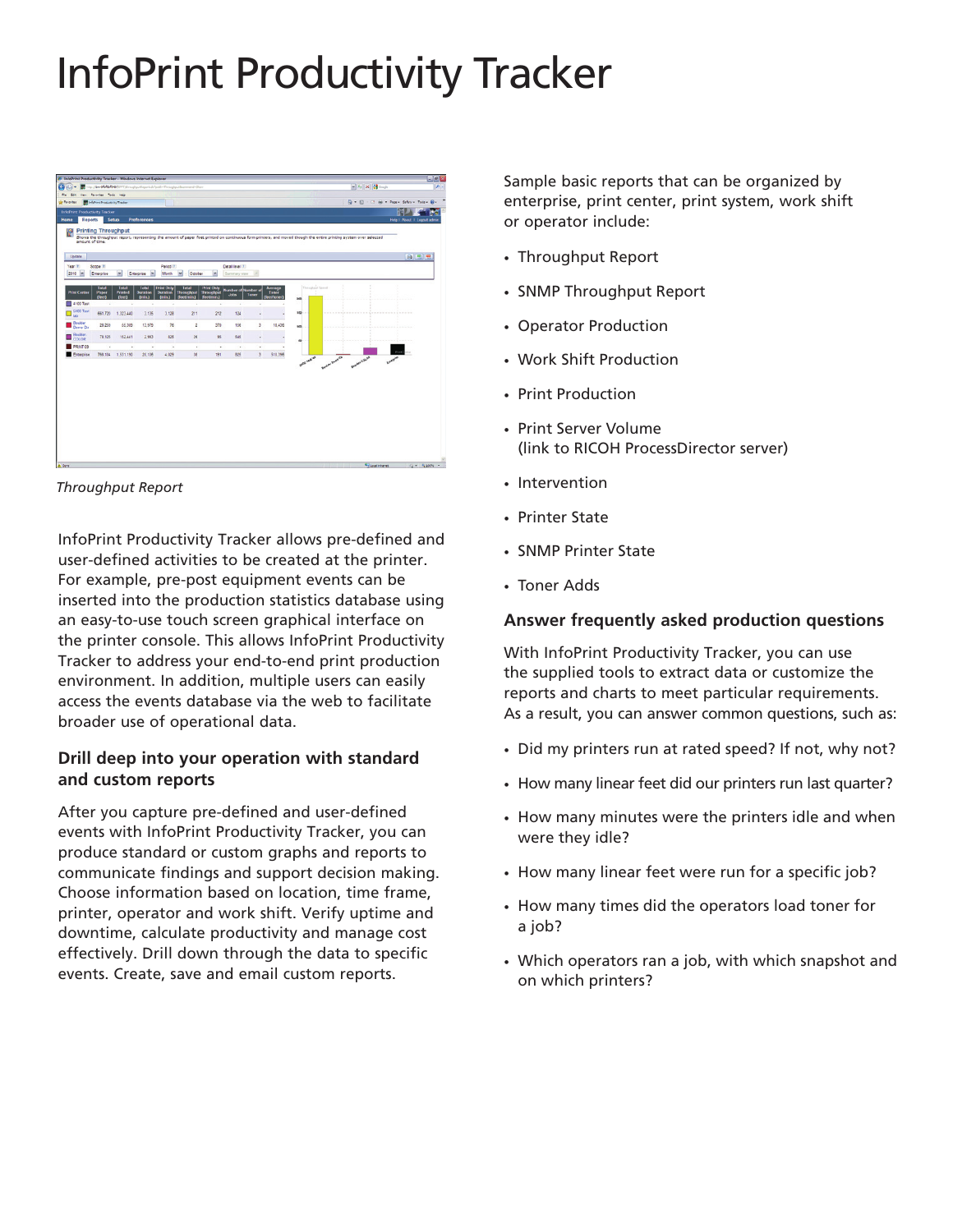# InfoPrint Productivity Tracker

*Throughput Report*

InfoPrint Productivity Tracker allows pre-defined and user-defined activities to be created at the printer. For example, pre-post equipment events can be inserted into the production statistics database using an easy-to-use touch screen graphical interface on the printer console. This allows InfoPrint Productivity Tracker to address your end-to-end print production environment. In addition, multiple users can easily access the events database via the web to facilitate broader use of operational data.

### Drill deep into your operation with standard and custom reports

After you capture pre-defined and user-defined events with InfoPrint Productivity Tracker, you can produce standard or custom graphs and reports to communicate findings and support decision making. Choose information based on location, time frame, printer, operator and work shift. Verify uptime and downtime, calculate productivity and manage cost effectively. Drill down through the data to specific events. Create, save and email custom reports.

Sample basic reports that can be organized by enterprise, print center, print system, work shift or operator include:

- Throughput Report
- SNMP Throughput Report
- Operator Production
- Work Shift Production
- Print Production
- Print Server Volume (link to RICOH ProcessDirector server)
- Intervention
- Printer State
- SNMP Printer State
- Toner Adds

### Answer frequently asked production questions

With InfoPrint Productivity Tracker, you can use the supplied tools to extract data or customize the reports and charts to meet particular requirements. As a result, you can answer common questions, such as:

- Did my printers run at rated speed? If not, why not?
- How many linear feet did our printers run last quarter?
- How many minutes were the printers idle and when were they idle?
- How many linear feet were run for a specific job?
- How many times did the operators load toner for a job?
- Which operators ran a job, with which snapshot and on which printers?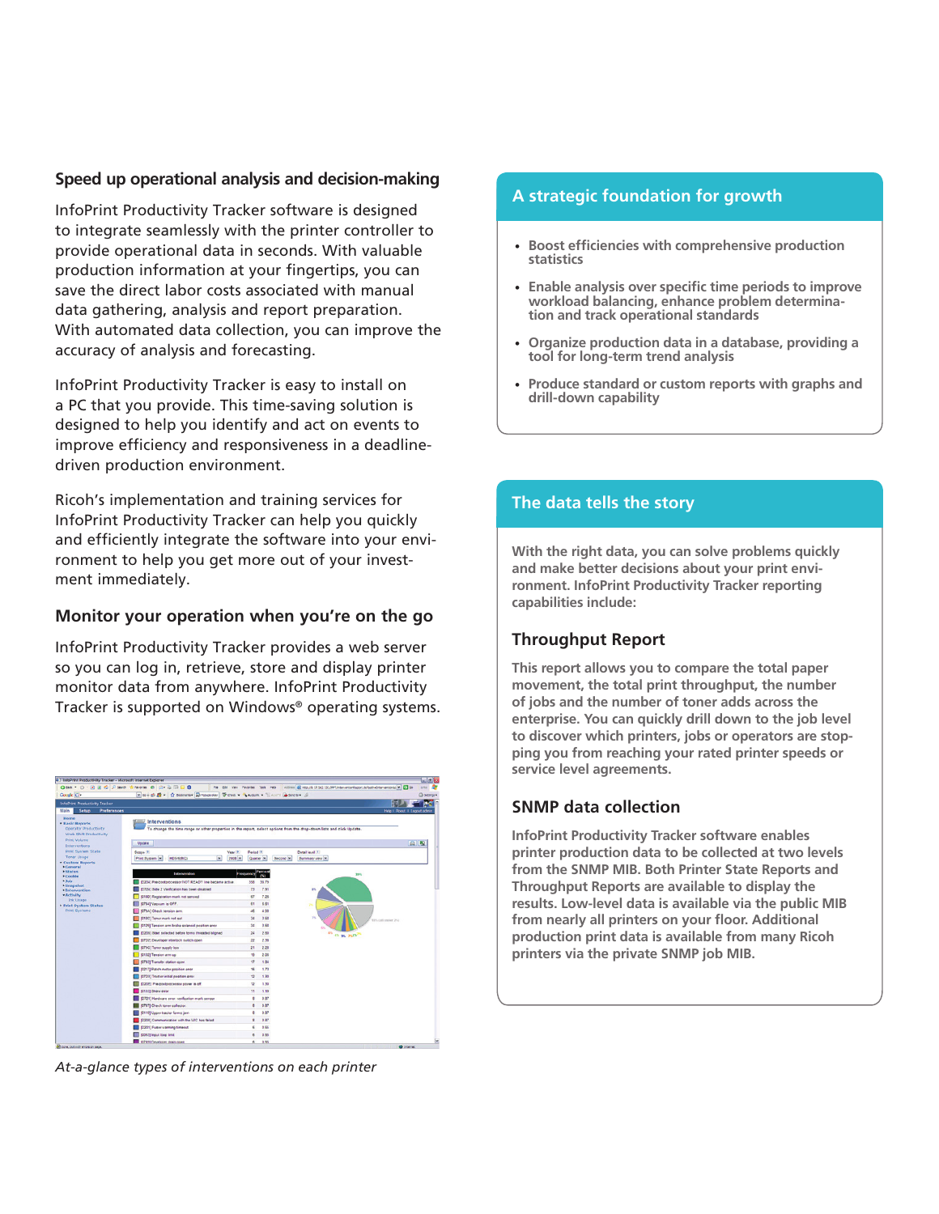## Speed up operational analysis and decision-making

InfoPrint Productivity Tracker software is designed to integrate seamlessly with the printer controller to provide operational data in seconds. With valuable production information at your fingertips, you can save the direct labor costs associated with manual data gathering, analysis and report preparation. With automated data collection, you can improve the accuracy of analysis and forecasting.

InfoPrint Productivity Tracker is easy to install on a PC that you provide. This time-saving solution is designed to help you identify and act on events to improve efficiency and responsiveness in a deadline-driven production environment.

Ricoh's implementation and training services for InfoPrint Productivity Tracker can help you quickly and efficiently integrate the software into your environment to help you get more out of your investment immediately.

## Monitor your operation when you're on the go

InfoPrint Productivity Tracker provides a web server so you can log in, retrieve, store and display printer monitor data from anywhere. InfoPrint Productivity Tracker is supported on Windows® operating systems.

*At-a-glance types of interventions on each printer*

## A strategic foundation for growth

- Boost efficiencies with comprehensive production statistics
- Enable analysis over specific time periods to improve workload balancing, enhance problem determination and track operational standards
- Organize production data in a database, providing a tool for long-term trend analysis
- Produce standard or custom reports with graphs and drill-down capability

## The data tells the story

With the right data, you can solve problems quickly and make better decisions about your print environment. InfoPrint Productivity Tracker reporting capabilities include:

### Throughput Report

This report allows you to compare the total paper movement, the total print throughput, the number of jobs and the number of toner adds across the enterprise. You can quickly drill down to the job level to discover which printers, jobs or operators are stopping you from reaching your rated printer speeds or service level agreements.

### SNMP data collection

InfoPrint Productivity Tracker software enables printer production data to be collected at two levels from the SNMP MIB. Both Printer State Reports and Throughput Reports are available to display the results. Low-level data is available via the public MIB from nearly all printers on your floor. Additional production print data is available from many Ricoh printers via the private SNMP job MIB.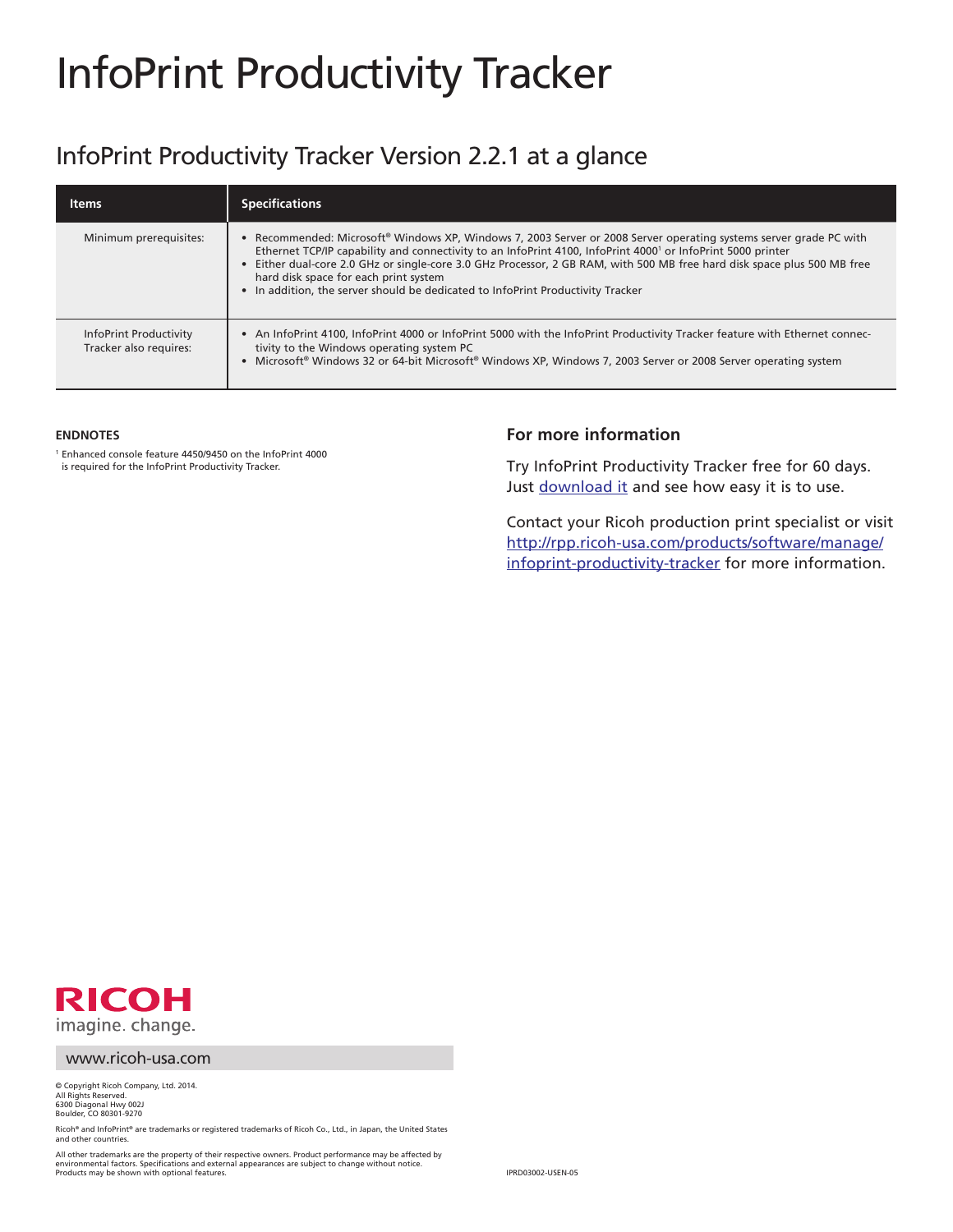# InfoPrint Productivity Tracker

## InfoPrint Productivity Tracker Version 2.2.1 at a glance

| Items | Specifications |
|---|---|
| Minimum prerequisites: | • Recommended: Microsoft® Windows XP, Windows 7, 2003 Server or 2008 Server operating systems server grade PC with Ethernet TCP/IP capability and connectivity to an InfoPrint 4100, InfoPrint 4000[1] or InfoPrint 5000 printer<br>• Either dual-core 2.0 GHz or single-core 3.0 GHz Processor, 2 GB RAM, with 500 MB free hard disk space plus 500 MB free hard disk space for each print system<br>• In addition, the server should be dedicated to InfoPrint Productivity Tracker |
| InfoPrint Productivity Tracker also requires: | • An InfoPrint 4100, InfoPrint 4000 or InfoPrint 5000 with the InfoPrint Productivity Tracker feature with Ethernet connectivity to the Windows operating system PC<br>• Microsoft® Windows 32 or 64-bit Microsoft® Windows XP, Windows 7, 2003 Server or 2008 Server operating system |

**ENDNOTES**

[1] Enhanced console feature 4450/9450 on the InfoPrint 4000 is required for the InfoPrint Productivity Tracker.

### For more information

Try InfoPrint Productivity Tracker free for 60 days. Just download it and see how easy it is to use.

Contact your Ricoh production print specialist or visit http://rpp.ricoh-usa.com/products/software/manage/infoprint-productivity-tracker for more information.

RICOH
imagine. change.

www.ricoh-usa.com

© Copyright Ricoh Company, Ltd. 2014.
All Rights Reserved.
6300 Diagonal Hwy 002J
Boulder, CO 80301-9270

Ricoh® and InfoPrint® are trademarks or registered trademarks of Ricoh Co., Ltd., in Japan, the United States and other countries.

All other trademarks are the property of their respective owners. Product performance may be affected by environmental factors. Specifications and external appearances are subject to change without notice. Products may be shown with optional features.

IPRD03002-USEN-05